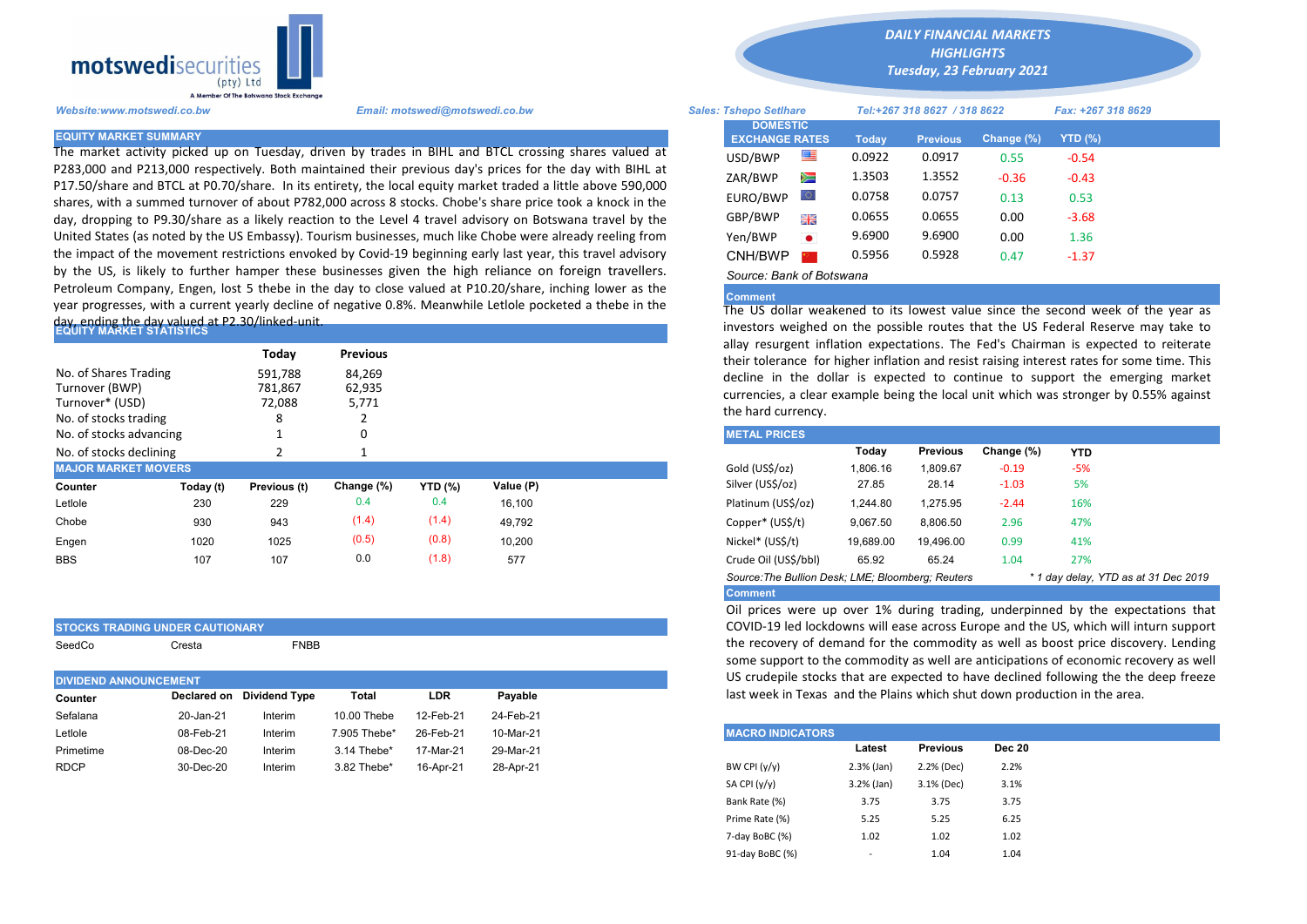# motswedisecurities (pty) Ltd

A Member Of The Botswana Stock Exchange

**DAILY FINANCIAL MARKETS HIGHLIGHTS**
*Tuesday, 23 February 2021*

*Website:www.motswedi.co.bw* | *Email: motswedi@motswedi.co.bw* | *Sales: Tshepo Setlhare* | *Tel:+267 318 8627 / 318 8622* | *Fax: +267 318 8629*

## EQUITY MARKET SUMMARY

The market activity picked up on Tuesday, driven by trades in BIHL and BTCL crossing shares valued at P283,000 and P213,000 respectively. Both maintained their previous day's prices for the day with BIHL at P17.50/share and BTCL at P0.70/share. In its entirety, the local equity market traded a little above 590,000 shares, with a summed turnover of about P782,000 across 8 stocks. Chobe's share price took a knock in the day, dropping to P9.30/share as a likely reaction to the Level 4 travel advisory on Botswana travel by the United States (as noted by the US Embassy). Tourism businesses, much like Chobe were already reeling from the impact of the movement restrictions envoked by Covid-19 beginning early last year, this travel advisory by the US, is likely to further hamper these businesses given the high reliance on foreign travellers. Petroleum Company, Engen, lost 5 thebe in the day to close valued at P10.20/share, inching lower as the year progresses, with a current yearly decline of negative 0.8%. Meanwhile Letlole pocketed a thebe in the day, ending the day valued at P2.30/linked-unit.

## EQUITY MARKET STATISTICS

| | Today | Previous |
|---|---|---|
| No. of Shares Trading | 591,788 | 84,269 |
| Turnover (BWP) | 781,867 | 62,935 |
| Turnover* (USD) | 72,088 | 5,771 |
| No. of stocks trading | 8 | 2 |
| No. of stocks advancing | 1 | 0 |
| No. of stocks declining | 2 | 1 |

## MAJOR MARKET MOVERS

| Counter | Today (t) | Previous (t) | Change (%) | YTD (%) | Value (P) |
|---|---|---|---|---|---|
| Letlole | 230 | 229 | 0.4 | 0.4 | 16,100 |
| Chobe | 930 | 943 | (1.4) | (1.4) | 49,792 |
| Engen | 1020 | 1025 | (0.5) | (0.8) | 10,200 |
| BBS | 107 | 107 | 0.0 | (1.8) | 577 |

## STOCKS TRADING UNDER CAUTIONARY

SeedCo | Cresta | FNBB

## DIVIDEND ANNOUNCEMENT

| Counter | Declared on | Dividend Type | Total | LDR | Payable |
|---|---|---|---|---|---|
| Sefalana | 20-Jan-21 | Interim | 10.00 Thebe | 12-Feb-21 | 24-Feb-21 |
| Letlole | 08-Feb-21 | Interim | 7.905 Thebe* | 26-Feb-21 | 10-Mar-21 |
| Primetime | 08-Dec-20 | Interim | 3.14 Thebe* | 17-Mar-21 | 29-Mar-21 |
| RDCP | 30-Dec-20 | Interim | 3.82 Thebe* | 16-Apr-21 | 28-Apr-21 |

## DOMESTIC EXCHANGE RATES

| DOMESTIC EXCHANGE RATES | Today | Previous | Change (%) | YTD (%) |
|---|---|---|---|---|
| USD/BWP | 0.0922 | 0.0917 | 0.55 | -0.54 |
| ZAR/BWP | 1.3503 | 1.3552 | -0.36 | -0.43 |
| EURO/BWP | 0.0758 | 0.0757 | 0.13 | 0.53 |
| GBP/BWP | 0.0655 | 0.0655 | 0.00 | -3.68 |
| Yen/BWP | 9.6900 | 9.6900 | 0.00 | 1.36 |
| CNH/BWP | 0.5956 | 0.5928 | 0.47 | -1.37 |

*Source: Bank of Botswana*

**Comment**

The US dollar weakened to its lowest value since the second week of the year as investors weighed on the possible routes that the US Federal Reserve may take to allay resurgent inflation expectations. The Fed's Chairman is expected to reiterate their tolerance for higher inflation and resist raising interest rates for some time. This decline in the dollar is expected to continue to support the emerging market currencies, a clear example being the local unit which was stronger by 0.55% against the hard currency.

## METAL PRICES

| | Today | Previous | Change (%) | YTD |
|---|---|---|---|---|
| Gold (US$/oz) | 1,806.16 | 1,809.67 | -0.19 | -5% |
| Silver (US$/oz) | 27.85 | 28.14 | -1.03 | 5% |
| Platinum (US$/oz) | 1,244.80 | 1,275.95 | -2.44 | 16% |
| Copper* (US$/t) | 9,067.50 | 8,806.50 | 2.96 | 47% |
| Nickel* (US$/t) | 19,689.00 | 19,496.00 | 0.99 | 41% |
| Crude Oil (US$/bbl) | 65.92 | 65.24 | 1.04 | 27% |

*Source:The Bullion Desk; LME; Bloomberg; Reuters* | *\* 1 day delay, YTD as at 31 Dec 2019*

**Comment**

Oil prices were up over 1% during trading, underpinned by the expectations that COVID-19 led lockdowns will ease across Europe and the US, which will inturn support the recovery of demand for the commodity as well as boost price discovery. Lending some support to the commodity as well are anticipations of economic recovery as well US crudepile stocks that are expected to have declined following the the deep freeze last week in Texas and the Plains which shut down production in the area.

## MACRO INDICATORS

| | Latest | Previous | Dec 20 |
|---|---|---|---|
| BW CPI (y/y) | 2.3% (Jan) | 2.2% (Dec) | 2.2% |
| SA CPI (y/y) | 3.2% (Jan) | 3.1% (Dec) | 3.1% |
| Bank Rate (%) | 3.75 | 3.75 | 3.75 |
| Prime Rate (%) | 5.25 | 5.25 | 6.25 |
| 7-day BoBC (%) | 1.02 | 1.02 | 1.02 |
| 91-day BoBC (%) | - | 1.04 | 1.04 |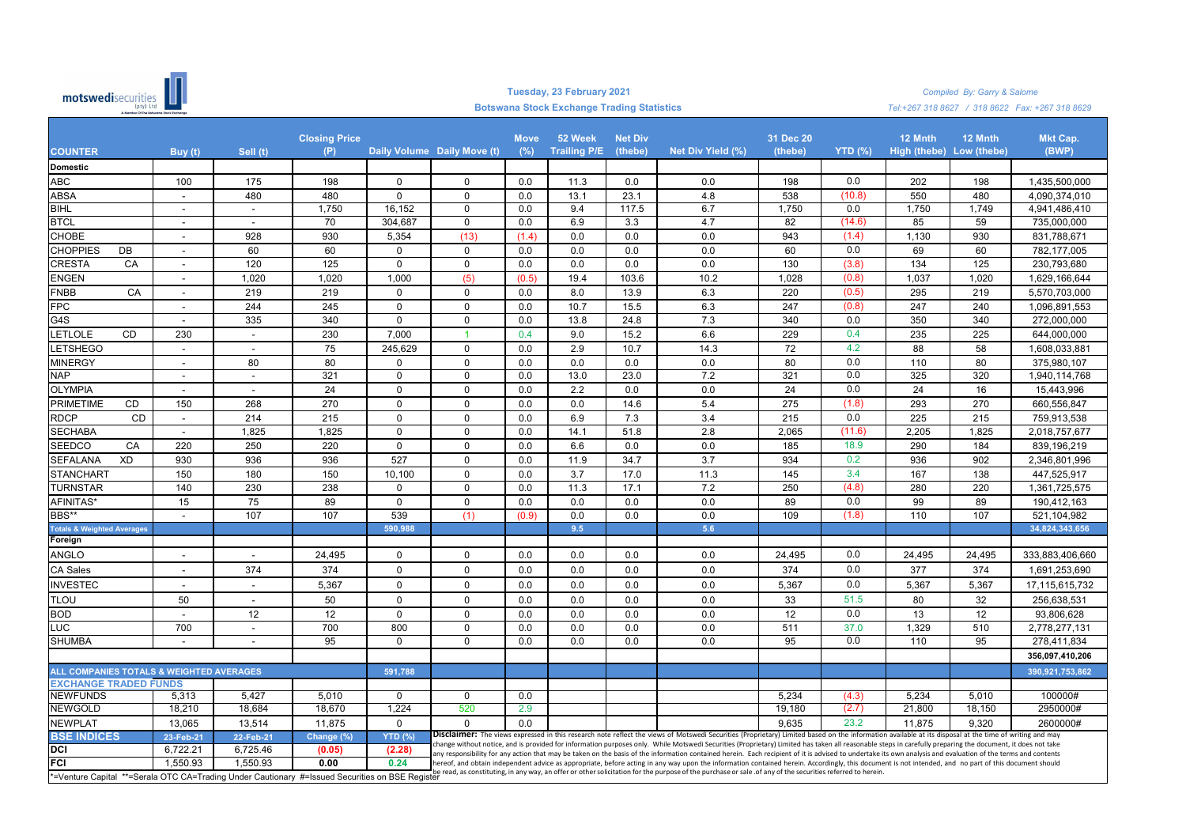motswedisecurities (pty) Ltd
A Member Of The Botswana Stock Exchange

**Tuesday, 23 February 2021**
**Botswana Stock Exchange Trading Statistics**

*Compiled By: Garry & Salome*
*Tel:+267 318 8627 / 318 8622 Fax: +267 318 8629*

| COUNTER | | Buy (t) | Sell (t) | Closing Price (P) | Daily Volume | Daily Move (t) | Move (%) | 52 Week Trailing P/E | Net Div (thebe) | Net Div Yield (%) | 31 Dec 20 (thebe) | YTD (%) | 12 Mnth High (thebe) | 12 Mnth Low (thebe) | Mkt Cap. (BWP) |
|---|---|---|---|---|---|---|---|---|---|---|---|---|---|---|---|
| **Domestic** | | | | | | | | | | | | | | | |
| ABC | | 100 | 175 | 198 | 0 | 0 | 0.0 | 11.3 | 0.0 | 0.0 | 198 | 0.0 | 202 | 198 | 1,435,500,000 |
| ABSA | | - | 480 | 480 | 0 | 0 | 0.0 | 13.1 | 23.1 | 4.8 | 538 | (10.8) | 550 | 480 | 4,090,374,010 |
| BIHL | | - | - | 1,750 | 16,152 | 0 | 0.0 | 9.4 | 117.5 | 6.7 | 1,750 | 0.0 | 1,750 | 1,749 | 4,941,486,410 |
| BTCL | | - | - | 70 | 304,687 | 0 | 0.0 | 6.9 | 3.3 | 4.7 | 82 | (14.6) | 85 | 59 | 735,000,000 |
| CHOBE | | - | 928 | 930 | 5,354 | (13) | (1.4) | 0.0 | 0.0 | 0.0 | 943 | (1.4) | 1,130 | 930 | 831,788,671 |
| CHOPPIES | DB | - | 60 | 60 | 0 | 0 | 0.0 | 0.0 | 0.0 | 0.0 | 60 | 0.0 | 69 | 60 | 782,177,005 |
| CRESTA | CA | - | 120 | 125 | 0 | 0 | 0.0 | 0.0 | 0.0 | 0.0 | 130 | (3.8) | 134 | 125 | 230,793,680 |
| ENGEN | | - | 1,020 | 1,020 | 1,000 | (5) | (0.5) | 19.4 | 103.6 | 10.2 | 1,028 | (0.8) | 1,037 | 1,020 | 1,629,166,644 |
| FNBB | CA | - | 219 | 219 | 0 | 0 | 0.0 | 8.0 | 13.9 | 6.3 | 220 | (0.5) | 295 | 219 | 5,570,703,000 |
| FPC | | - | 244 | 245 | 0 | 0 | 0.0 | 10.7 | 15.5 | 6.3 | 247 | (0.8) | 247 | 240 | 1,096,891,553 |
| G4S | | - | 335 | 340 | 0 | 0 | 0.0 | 13.8 | 24.8 | 7.3 | 340 | 0.0 | 350 | 340 | 272,000,000 |
| LETLOLE | CD | 230 | - | 230 | 7,000 | 1 | 0.4 | 9.0 | 15.2 | 6.6 | 229 | 0.4 | 235 | 225 | 644,000,000 |
| LETSHEGO | | - | - | 75 | 245,629 | 0 | 0.0 | 2.9 | 10.7 | 14.3 | 72 | 4.2 | 88 | 58 | 1,608,033,881 |
| MINERGY | | - | 80 | 80 | 0 | 0 | 0.0 | 0.0 | 0.0 | 0.0 | 80 | 0.0 | 110 | 80 | 375,980,107 |
| NAP | | - | - | 321 | 0 | 0 | 0.0 | 13.0 | 23.0 | 7.2 | 321 | 0.0 | 325 | 320 | 1,940,114,768 |
| OLYMPIA | | - | - | 24 | 0 | 0 | 0.0 | 2.2 | 0.0 | 0.0 | 24 | 0.0 | 24 | 16 | 15,443,996 |
| PRIMETIME | CD | 150 | 268 | 270 | 0 | 0 | 0.0 | 0.0 | 14.6 | 5.4 | 275 | (1.8) | 293 | 270 | 660,556,847 |
| RDCP | CD | - | 214 | 215 | 0 | 0 | 0.0 | 6.9 | 7.3 | 3.4 | 215 | 0.0 | 225 | 215 | 759,913,538 |
| SECHABA | | - | 1,825 | 1,825 | 0 | 0 | 0.0 | 14.1 | 51.8 | 2.8 | 2,065 | (11.6) | 2,205 | 1,825 | 2,018,757,677 |
| SEEDCO | CA | 220 | 250 | 220 | 0 | 0 | 0.0 | 6.6 | 0.0 | 0.0 | 185 | 18.9 | 290 | 184 | 839,196,219 |
| SEFALANA | XD | 930 | 936 | 936 | 527 | 0 | 0.0 | 11.9 | 34.7 | 3.7 | 934 | 0.2 | 936 | 902 | 2,346,801,996 |
| STANCHART | | 150 | 180 | 150 | 10,100 | 0 | 0.0 | 3.7 | 17.0 | 11.3 | 145 | 3.4 | 167 | 138 | 447,525,917 |
| TURNSTAR | | 140 | 230 | 238 | 0 | 0 | 0.0 | 11.3 | 17.1 | 7.2 | 250 | (4.8) | 280 | 220 | 1,361,725,575 |
| AFINITAS* | | 15 | 75 | 89 | 0 | 0 | 0.0 | 0.0 | 0.0 | 0.0 | 89 | 0.0 | 99 | 89 | 190,412,163 |
| BBS** | | - | 107 | 107 | 539 | (1) | (0.9) | 0.0 | 0.0 | 0.0 | 109 | (1.8) | 110 | 107 | 521,104,982 |
| **Totals & Weighted Averages** | | | | | **590,988** | | | **9.5** | | **5.6** | | | | | **34,824,343,656** |
| **Foreign** | | | | | | | | | | | | | | | |
| ANGLO | | - | - | 24,495 | 0 | 0 | 0.0 | 0.0 | 0.0 | 0.0 | 24,495 | 0.0 | 24,495 | 24,495 | 333,883,406,660 |
| CA Sales | | - | 374 | 374 | 0 | 0 | 0.0 | 0.0 | 0.0 | 0.0 | 374 | 0.0 | 377 | 374 | 1,691,253,690 |
| INVESTEC | | - | - | 5,367 | 0 | 0 | 0.0 | 0.0 | 0.0 | 0.0 | 5,367 | 0.0 | 5,367 | 5,367 | 17,115,615,732 |
| TLOU | | 50 | - | 50 | 0 | 0 | 0.0 | 0.0 | 0.0 | 0.0 | 33 | 51.5 | 80 | 32 | 256,638,531 |
| BOD | | - | 12 | 12 | 0 | 0 | 0.0 | 0.0 | 0.0 | 0.0 | 12 | 0.0 | 13 | 12 | 93,806,628 |
| LUC | | 700 | - | 700 | 800 | 0 | 0.0 | 0.0 | 0.0 | 0.0 | 511 | 37.0 | 1,329 | 510 | 2,778,277,131 |
| SHUMBA | | - | - | 95 | 0 | 0 | 0.0 | 0.0 | 0.0 | 0.0 | 95 | 0.0 | 110 | 95 | 278,411,834 |
| | | | | | | | | | | | | | | | **356,097,410,206** |
| **ALL COMPANIES TOTALS & WEIGHTED AVERAGES** | | | | | **591,788** | | | | | | | | | | **390,921,753,862** |
| **EXCHANGE TRADED FUNDS** | | | | | | | | | | | | | | | |
| NEWFUNDS | | 5,313 | 5,427 | 5,010 | 0 | 0 | 0.0 | | | | 5,234 | (4.3) | 5,234 | 5,010 | 100000# |
| NEWGOLD | | 18,210 | 18,684 | 18,670 | 1,224 | 520 | 2.9 | | | | 19,180 | (2.7) | 21,800 | 18,150 | 2950000# |
| NEWPLAT | | 13,065 | 13,514 | 11,875 | 0 | 0 | 0.0 | | | | 9,635 | 23.2 | 11,875 | 9,320 | 2600000# |

| BSE INDICES | 23-Feb-21 | 22-Feb-21 | Change (%) | YTD (%) |
|---|---|---|---|---|
| DCI | 6,722.21 | 6,725.46 | (0.05) | (2.28) |
| FCI | 1,550.93 | 1,550.93 | 0.00 | 0.24 |

*=Venture Capital **=Serala OTC CA=Trading Under Cautionary #=Issued Securities on BSE Register

**Disclaimer:** The views expressed in this research note reflect the views of Motswedi Securities (Proprietary) Limited based on the information available at its disposal at the time of writing and may change without notice, and is provided for information purposes only. While Motswedi Securities (Proprietary) Limited has taken all reasonable steps in carefully preparing the document, it does not take any responsibility for any action that may be taken on the basis of the information contained herein. Each recipient of it is advised to undertake its own analysis and evaluation of the terms and contents hereof, and obtain independent advice as appropriate, before acting in any way upon the information contained herein. Accordingly, this document is not intended, and no part of this document should be read, as constituting, in any way, an offer or other solicitation for the purpose of the purchase or sale .of any of the securities referred to herein.